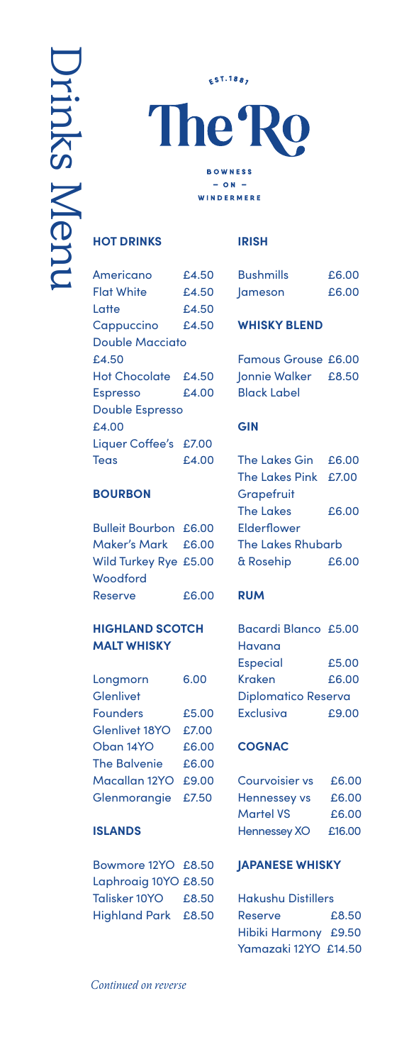# Drinks Menu

EST. 1887

# The Ro

BOWNESS – ON – WINDERMERE

## HOT DRINKS

| Item | Price |
|---|---|
| Americano | £4.50 |
| Flat White | £4.50 |
| Latte | £4.50 |
| Cappuccino | £4.50 |
| Double Macciato | £4.50 |
| Hot Chocolate | £4.50 |
| Espresso | £4.00 |
| Double Espresso | £4.00 |
| Liquer Coffee's | £7.00 |
| Teas | £4.00 |

## BOURBON

| Item | Price |
|---|---|
| Bulleit Bourbon | £6.00 |
| Maker's Mark | £6.00 |
| Wild Turkey Rye | £5.00 |
| Woodford Reserve | £6.00 |

## HIGHLAND SCOTCH MALT WHISKY

| Item | Price |
|---|---|
| Longmorn | 6.00 |
| Glenlivet Founders | £5.00 |
| Glenlivet 18YO | £7.00 |
| Oban 14YO | £6.00 |
| The Balvenie | £6.00 |
| Macallan 12YO | £9.00 |
| Glenmorangie | £7.50 |

## ISLANDS

| Item | Price |
|---|---|
| Bowmore 12YO | £8.50 |
| Laphroaig 10YO | £8.50 |
| Talisker 10YO | £8.50 |
| Highland Park | £8.50 |

## IRISH

| Item | Price |
|---|---|
| Bushmills | £6.00 |
| Jameson | £6.00 |

## WHISKY BLEND

| Item | Price |
|---|---|
| Famous Grouse | £6.00 |
| Jonnie Walker Black Label | £8.50 |

## GIN

| Item | Price |
|---|---|
| The Lakes Gin | £6.00 |
| The Lakes Pink Grapefruit | £7.00 |
| The Lakes Elderflower | £6.00 |
| The Lakes Rhubarb & Rosehip | £6.00 |

## RUM

| Item | Price |
|---|---|
| Bacardi Blanco | £5.00 |
| Havana Especial | £5.00 |
| Kraken | £6.00 |
| Diplomatico Reserva Exclusiva | £9.00 |

## COGNAC

| Item | Price |
|---|---|
| Courvoisier vs | £6.00 |
| Hennessey vs | £6.00 |
| Martel VS | £6.00 |
| Hennessey XO | £16.00 |

## JAPANESE WHISKY

| Item | Price |
|---|---|
| Hakushu Distillers Reserve | £8.50 |
| Hibiki Harmony | £9.50 |
| Yamazaki 12YO | £14.50 |

*Continued on reverse*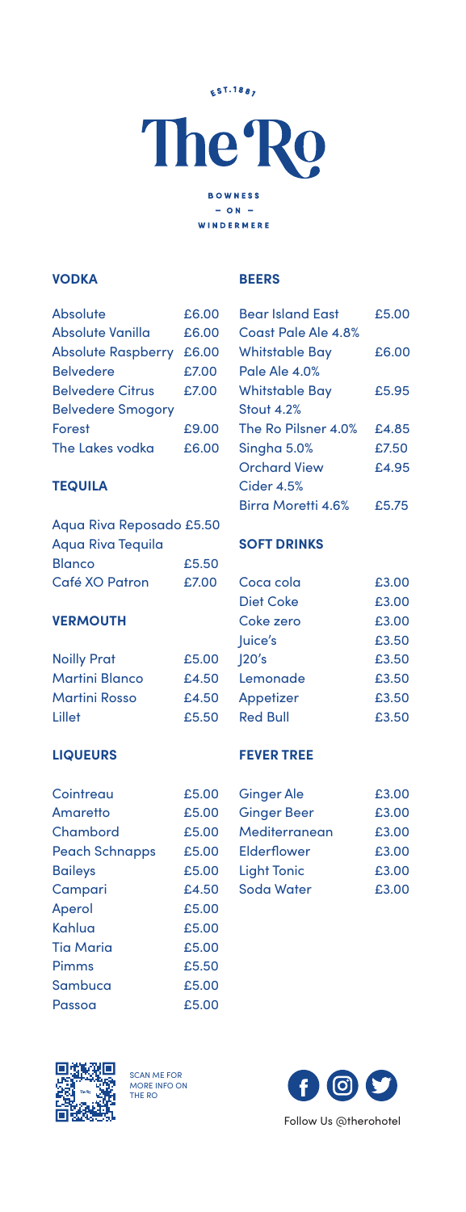EST. 1887

# The Ro

BOWNESS – ON – WINDERMERE

## VODKA

| | |
|---|---|
| Absolute | £6.00 |
| Absolute Vanilla | £6.00 |
| Absolute Raspberry | £6.00 |
| Belvedere | £7.00 |
| Belvedere Citrus | £7.00 |
| Belvedere Smogory Forest | £9.00 |
| The Lakes vodka | £6.00 |

## TEQUILA

| | |
|---|---|
| Aqua Riva Reposado | £5.50 |
| Aqua Riva Tequila Blanco | £5.50 |
| Café XO Patron | £7.00 |

## VERMOUTH

| | |
|---|---|
| Noilly Prat | £5.00 |
| Martini Blanco | £4.50 |
| Martini Rosso | £4.50 |
| Lillet | £5.50 |

## LIQUEURS

| | |
|---|---|
| Cointreau | £5.00 |
| Amaretto | £5.00 |
| Chambord | £5.00 |
| Peach Schnapps | £5.00 |
| Baileys | £5.00 |
| Campari | £4.50 |
| Aperol | £5.00 |
| Kahlua | £5.00 |
| Tia Maria | £5.00 |
| Pimms | £5.50 |
| Sambuca | £5.00 |
| Passoa | £5.00 |

## BEERS

| | |
|---|---|
| Bear Island East Coast Pale Ale 4.8% | £5.00 |
| Whitstable Bay Pale Ale 4.0% | £6.00 |
| Whitstable Bay Stout 4.2% | £5.95 |
| The Ro Pilsner 4.0% | £4.85 |
| Singha 5.0% | £7.50 |
| Orchard View Cider 4.5% | £4.95 |
| Birra Moretti 4.6% | £5.75 |

## SOFT DRINKS

| | |
|---|---|
| Coca cola | £3.00 |
| Diet Coke | £3.00 |
| Coke zero | £3.00 |
| Juice's | £3.50 |
| J20's | £3.50 |
| Lemonade | £3.50 |
| Appetizer | £3.50 |
| Red Bull | £3.50 |

## FEVER TREE

| | |
|---|---|
| Ginger Ale | £3.00 |
| Ginger Beer | £3.00 |
| Mediterranean | £3.00 |
| Elderflower | £3.00 |
| Light Tonic | £3.00 |
| Soda Water | £3.00 |

SCAN ME FOR MORE INFO ON THE RO

Follow Us @therohotel